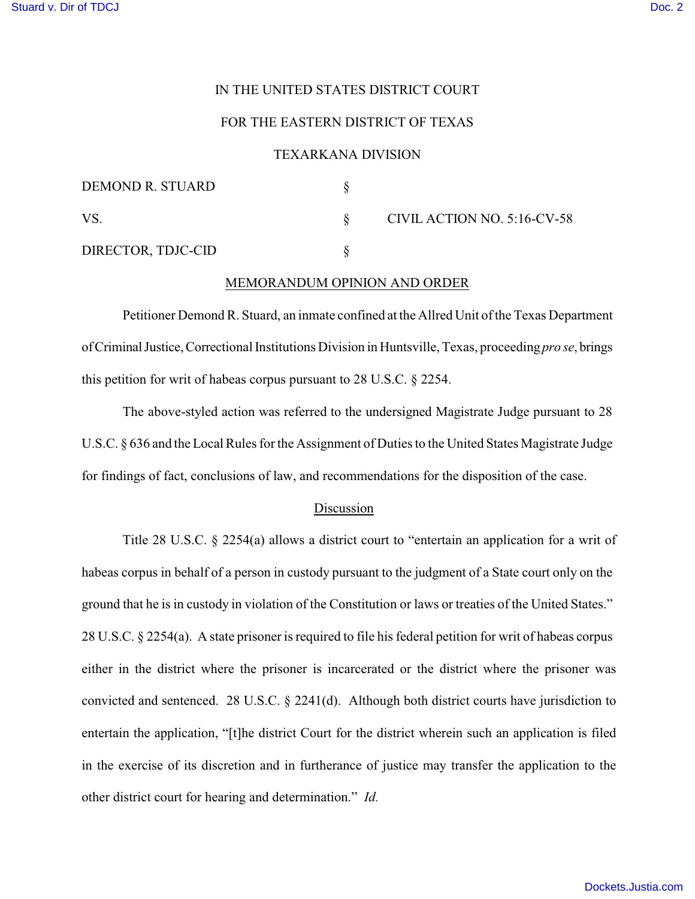IN THE UNITED STATES DISTRICT COURT

FOR THE EASTERN DISTRICT OF TEXAS

TEXARKANA DIVISION

| | | |
|---|---|---|
| DEMOND R. STUARD | § | |
| VS. | § | CIVIL ACTION NO. 5:16-CV-58 |
| DIRECTOR, TDJC-CID | § | |

MEMORANDUM OPINION AND ORDER

Petitioner Demond R. Stuard, an inmate confined at the Allred Unit of the Texas Department of Criminal Justice, Correctional Institutions Division in Huntsville, Texas, proceeding *pro se*, brings this petition for writ of habeas corpus pursuant to 28 U.S.C. § 2254.

The above-styled action was referred to the undersigned Magistrate Judge pursuant to 28 U.S.C. § 636 and the Local Rules for the Assignment of Duties to the United States Magistrate Judge for findings of fact, conclusions of law, and recommendations for the disposition of the case.

Discussion

Title 28 U.S.C. § 2254(a) allows a district court to "entertain an application for a writ of habeas corpus in behalf of a person in custody pursuant to the judgment of a State court only on the ground that he is in custody in violation of the Constitution or laws or treaties of the United States." 28 U.S.C. § 2254(a). A state prisoner is required to file his federal petition for writ of habeas corpus either in the district where the prisoner is incarcerated or the district where the prisoner was convicted and sentenced. 28 U.S.C. § 2241(d). Although both district courts have jurisdiction to entertain the application, "[t]he district Court for the district wherein such an application is filed in the exercise of its discretion and in furtherance of justice may transfer the application to the other district court for hearing and determination." *Id.*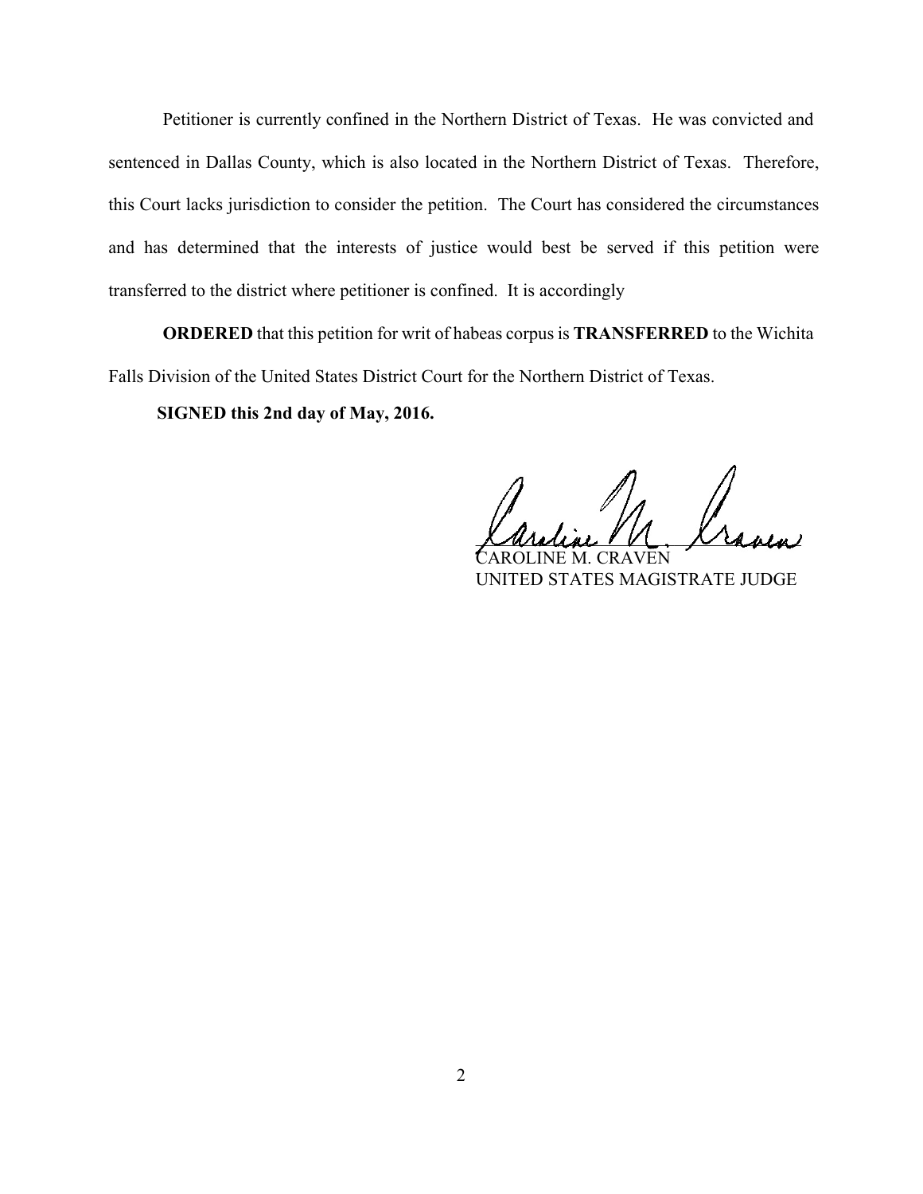Petitioner is currently confined in the Northern District of Texas. He was convicted and sentenced in Dallas County, which is also located in the Northern District of Texas. Therefore, this Court lacks jurisdiction to consider the petition. The Court has considered the circumstances and has determined that the interests of justice would best be served if this petition were transferred to the district where petitioner is confined. It is accordingly

**ORDERED** that this petition for writ of habeas corpus is **TRANSFERRED** to the Wichita Falls Division of the United States District Court for the Northern District of Texas.

**SIGNED this 2nd day of May, 2016.**

CAROLINE M. CRAVEN
UNITED STATES MAGISTRATE JUDGE